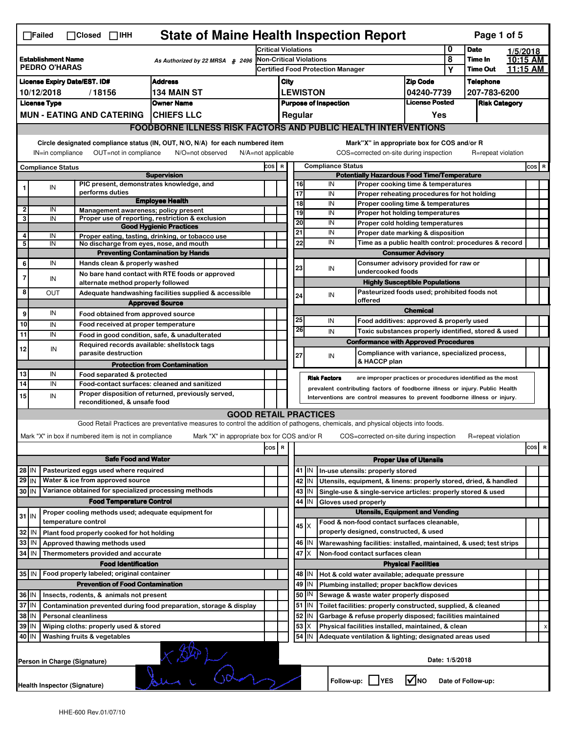# State of Maine Health Inspection Report

☐Failed ☐Closed ☐IHH

| | | | |
|---|---|---|---|
| **Establishment Name** PEDRO O'HARAS | As Authorized by 22 MRSA § 2496 | Critical Violations: 0 | **Date** 1/5/2018 |
| | | Non-Critical Violations: 8 | **Time In** 10:15 AM |
| | | Certified Food Protection Manager: Y | **Time Out** 11:15 AM |

| License Expiry Date/EST. ID# | Address | City | Zip Code | Telephone |
|---|---|---|---|---|
| 10/12/2018 / 18156 | 134 MAIN ST | LEWISTON | 04240-7739 | 207-783-6200 |

| License Type | Owner Name | Purpose of Inspection | License Posted | Risk Category |
|---|---|---|---|---|
| MUN - EATING AND CATERING | CHIEFS LLC | Regular | Yes | |

## FOODBORNE ILLNESS RISK FACTORS AND PUBLIC HEALTH INTERVENTIONS

Circle designated compliance status (IN, OUT, N/O, N/A) for each numbered item
IN=in compliance OUT=not in compliance N/O=not observed N/A=not applicable

Mark"X" in appropriate box for COS and/or R
COS=corrected on-site during inspection R=repeat violation

| # | Compliance Status | Item | COS | R |
|---|---|---|---|---|
| | | **Supervision** | | |
| 1 | IN | PIC present, demonstrates knowledge, and performs duties | | |
| | | **Employee Health** | | |
| 2 | IN | Management awareness; policy present | | |
| 3 | IN | Proper use of reporting, restriction & exclusion | | |
| | | **Good Hygienic Practices** | | |
| 4 | IN | Proper eating, tasting, drinking, or tobacco use | | |
| 5 | IN | No discharge from eyes, nose, and mouth | | |
| | | **Preventing Contamination by Hands** | | |
| 6 | IN | Hands clean & properly washed | | |
| 7 | IN | No bare hand contact with RTE foods or approved alternate method properly followed | | |
| 8 | OUT | Adequate handwashing facilities supplied & accessible | | |
| | | **Approved Source** | | |
| 9 | IN | Food obtained from approved source | | |
| 10 | IN | Food received at proper temperature | | |
| 11 | IN | Food in good condition, safe, & unadulterated | | |
| 12 | IN | Required records available: shellstock tags parasite destruction | | |
| | | **Protection from Contamination** | | |
| 13 | IN | Food separated & protected | | |
| 14 | IN | Food-contact surfaces: cleaned and sanitized | | |
| 15 | IN | Proper disposition of returned, previously served, reconditioned, & unsafe food | | |
| | | **Potentially Hazardous Food Time/Temperature** | | |
| 16 | IN | Proper cooking time & temperatures | | |
| 17 | IN | Proper reheating procedures for hot holding | | |
| 18 | IN | Proper cooling time & temperatures | | |
| 19 | IN | Proper hot holding temperatures | | |
| 20 | IN | Proper cold holding temperatures | | |
| 21 | IN | Proper date marking & disposition | | |
| 22 | IN | Time as a public health control: procedures & record | | |
| | | **Consumer Advisory** | | |
| 23 | IN | Consumer advisory provided for raw or undercooked foods | | |
| | | **Highly Susceptible Populations** | | |
| 24 | IN | Pasteurized foods used; prohibited foods not offered | | |
| | | **Chemical** | | |
| 25 | IN | Food additives: approved & properly used | | |
| 26 | IN | Toxic substances properly identified, stored & used | | |
| | | **Conformance with Approved Procedures** | | |
| 27 | IN | Compliance with variance, specialized process, & HACCP plan | | |

**Risk Factors** are improper practices or procedures identified as the most prevalent contributing factors of foodborne illness or injury. Public Health Interventions are control measures to prevent foodborne illness or injury.

## GOOD RETAIL PRACTICES

Good Retail Practices are preventative measures to control the addition of pathogens, chemicals, and physical objects into foods.

Mark "X" in box if numbered item is not in compliance Mark "X" in appropriate box for COS and/or R COS=corrected on-site during inspection R=repeat violation

| # | Status | Item | COS | R |
|---|---|---|---|---|
| | | **Safe Food and Water** | | |
| 28 | IN | Pasteurized eggs used where required | | |
| 29 | IN | Water & ice from approved source | | |
| 30 | IN | Variance obtained for specialized processing methods | | |
| | | **Food Temperature Control** | | |
| 31 | IN | Proper cooling methods used; adequate equipment for temperature control | | |
| 32 | IN | Plant food properly cooked for hot holding | | |
| 33 | IN | Approved thawing methods used | | |
| 34 | IN | Thermometers provided and accurate | | |
| | | **Food Identification** | | |
| 35 | IN | Food properly labeled; original container | | |
| | | **Prevention of Food Contamination** | | |
| 36 | IN | Insects, rodents, & animals not present | | |
| 37 | IN | Contamination prevented during food preparation, storage & display | | |
| 38 | IN | Personal cleanliness | | |
| 39 | IN | Wiping cloths: properly used & stored | | |
| 40 | IN | Washing fruits & vegetables | | |
| | | **Proper Use of Utensils** | | |
| 41 | IN | In-use utensils: properly stored | | |
| 42 | IN | Utensils, equipment, & linens: properly stored, dried, & handled | | |
| 43 | IN | Single-use & single-service articles: properly stored & used | | |
| 44 | IN | Gloves used properly | | |
| | | **Utensils, Equipment and Vending** | | |
| 45 | X | Food & non-food contact surfaces cleanable, properly designed, constructed, & used | | |
| 46 | IN | Warewashing facilities: installed, maintained, & used; test strips | | |
| 47 | X | Non-food contact surfaces clean | | |
| | | **Physical Facilities** | | |
| 48 | IN | Hot & cold water available; adequate pressure | | |
| 49 | IN | Plumbing installed; proper backflow devices | | |
| 50 | IN | Sewage & waste water properly disposed | | |
| 51 | IN | Toilet facilities: properly constructed, supplied, & cleaned | | |
| 52 | IN | Garbage & refuse properly disposed; facilities maintained | | |
| 53 | X | Physical facilities installed, maintained, & clean | | X |
| 54 | IN | Adequate ventilation & lighting; designated areas used | | |

Person in Charge (Signature) [signature]

Date: 1/5/2018

Health Inspector (Signature) [signature]

Follow-up: ☐ YES ☑ NO Date of Follow-up:

HHE-600 Rev.01/07/10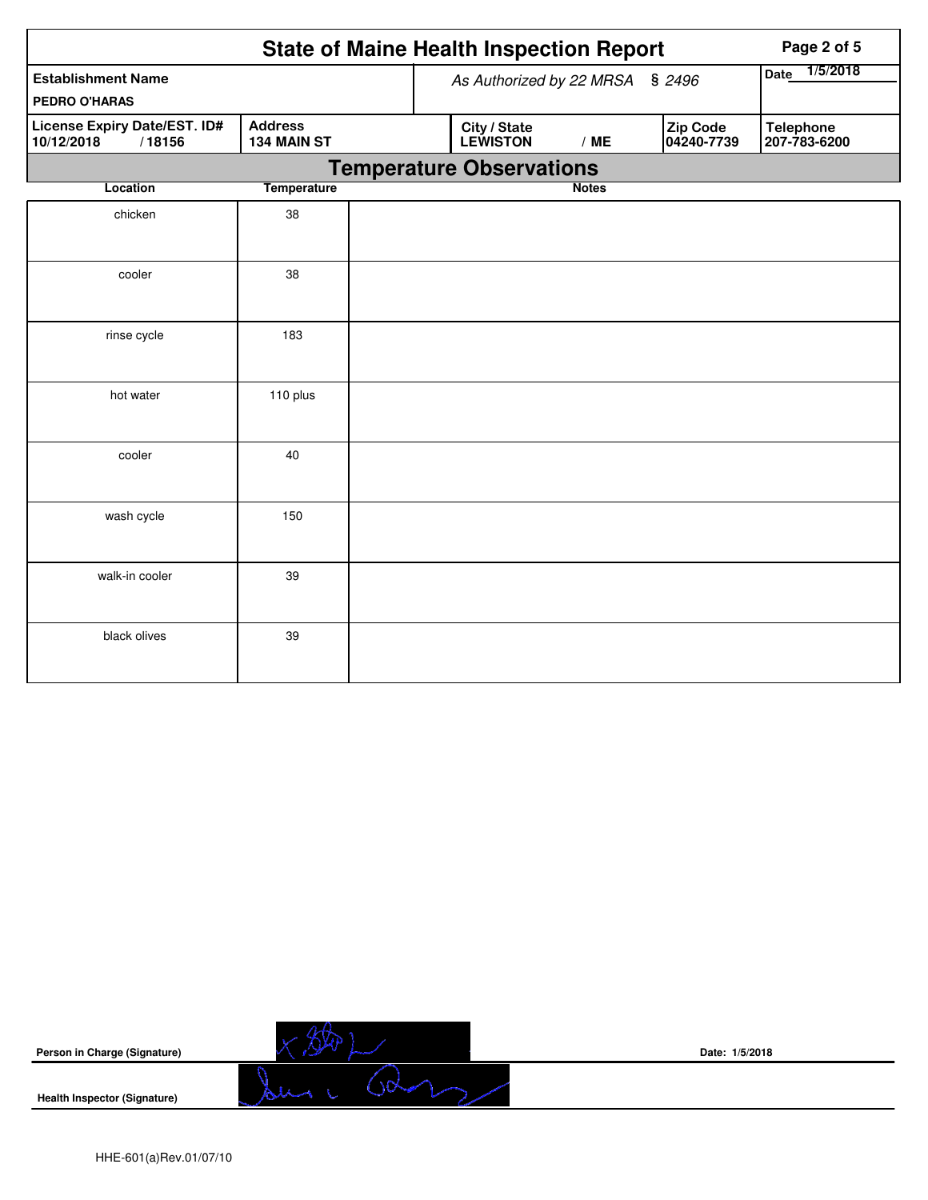# State of Maine Health Inspection Report

| Establishment Name | | As Authorized by 22 MRSA § 2496 | | Date 1/5/2018 |
|---|---|---|---|---|
| PEDRO O'HARAS | | | | |

| License Expiry Date/EST. ID# | Address | City / State | Zip Code | Telephone |
|---|---|---|---|---|
| 10/12/2018 / 18156 | 134 MAIN ST | LEWISTON / ME | 04240-7739 | 207-783-6200 |

## Temperature Observations

| Location | Temperature | Notes |
|---|---|---|
| chicken | 38 | |
| cooler | 38 | |
| rinse cycle | 183 | |
| hot water | 110 plus | |
| cooler | 40 | |
| wash cycle | 150 | |
| walk-in cooler | 39 | |
| black olives | 39 | |

**Person in Charge (Signature)** Date: 1/5/2018

**Health Inspector (Signature)**

HHE-601(a)Rev.01/07/10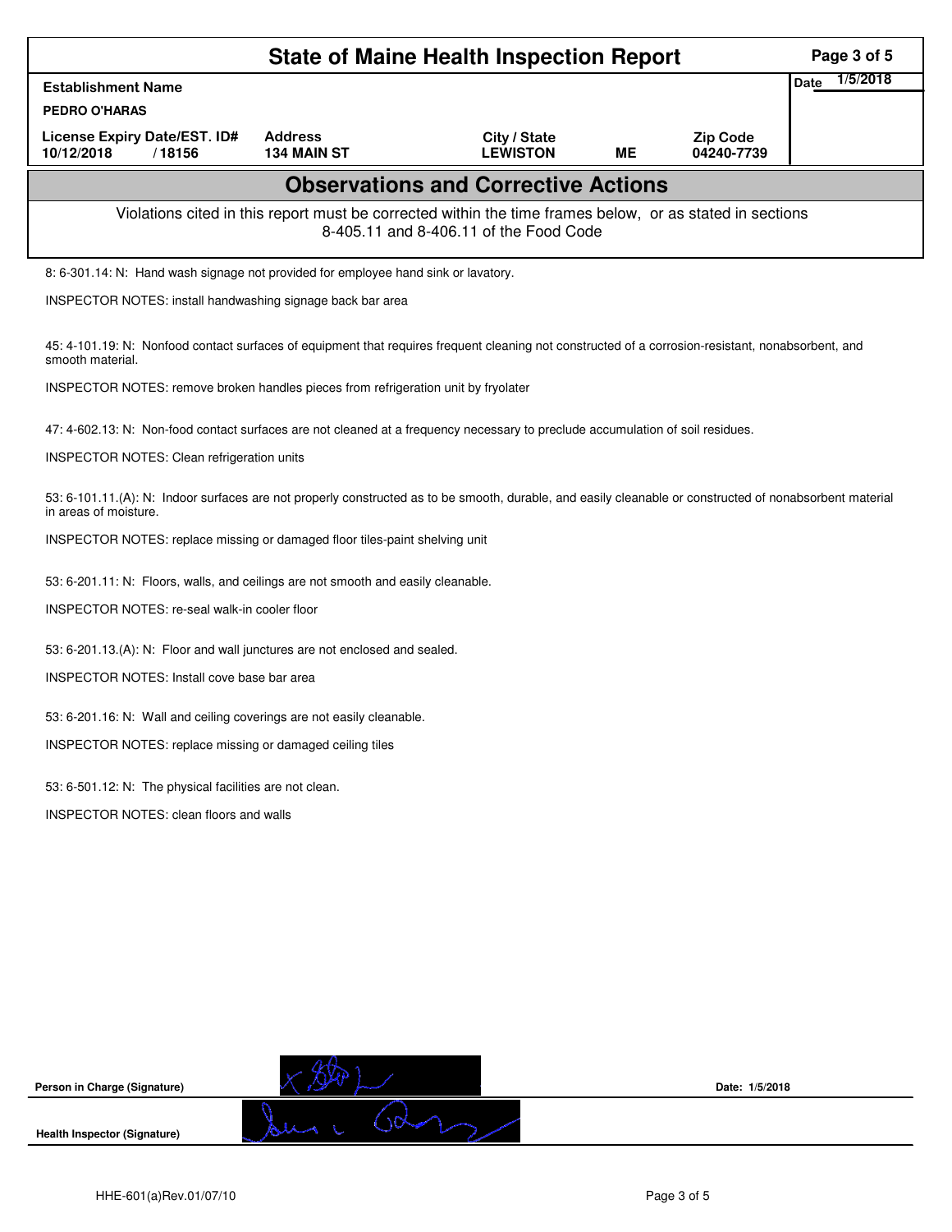# State of Maine Health Inspection Report

| Establishment Name | | | | | Date 1/5/2018 |
|---|---|---|---|---|---|
| PEDRO O'HARAS | | | | | |
| License Expiry Date/EST. ID# | Address | City / State | | Zip Code | |
| 10/12/2018 / 18156 | 134 MAIN ST | LEWISTON | ME | 04240-7739 | |

## Observations and Corrective Actions

Violations cited in this report must be corrected within the time frames below, or as stated in sections 8-405.11 and 8-406.11 of the Food Code

8: 6-301.14: N: Hand wash signage not provided for employee hand sink or lavatory.

INSPECTOR NOTES: install handwashing signage back bar area

45: 4-101.19: N: Nonfood contact surfaces of equipment that requires frequent cleaning not constructed of a corrosion-resistant, nonabsorbent, and smooth material.

INSPECTOR NOTES: remove broken handles pieces from refrigeration unit by fryolater

47: 4-602.13: N: Non-food contact surfaces are not cleaned at a frequency necessary to preclude accumulation of soil residues.

INSPECTOR NOTES: Clean refrigeration units

53: 6-101.11.(A): N: Indoor surfaces are not properly constructed as to be smooth, durable, and easily cleanable or constructed of nonabsorbent material in areas of moisture.

INSPECTOR NOTES: replace missing or damaged floor tiles-paint shelving unit

53: 6-201.11: N: Floors, walls, and ceilings are not smooth and easily cleanable.

INSPECTOR NOTES: re-seal walk-in cooler floor

53: 6-201.13.(A): N: Floor and wall junctures are not enclosed and sealed.

INSPECTOR NOTES: Install cove base bar area

53: 6-201.16: N: Wall and ceiling coverings are not easily cleanable.

INSPECTOR NOTES: replace missing or damaged ceiling tiles

53: 6-501.12: N: The physical facilities are not clean.

INSPECTOR NOTES: clean floors and walls

**Person in Charge (Signature)** — Date: 1/5/2018

**Health Inspector (Signature)**

HHE-601(a)Rev.01/07/10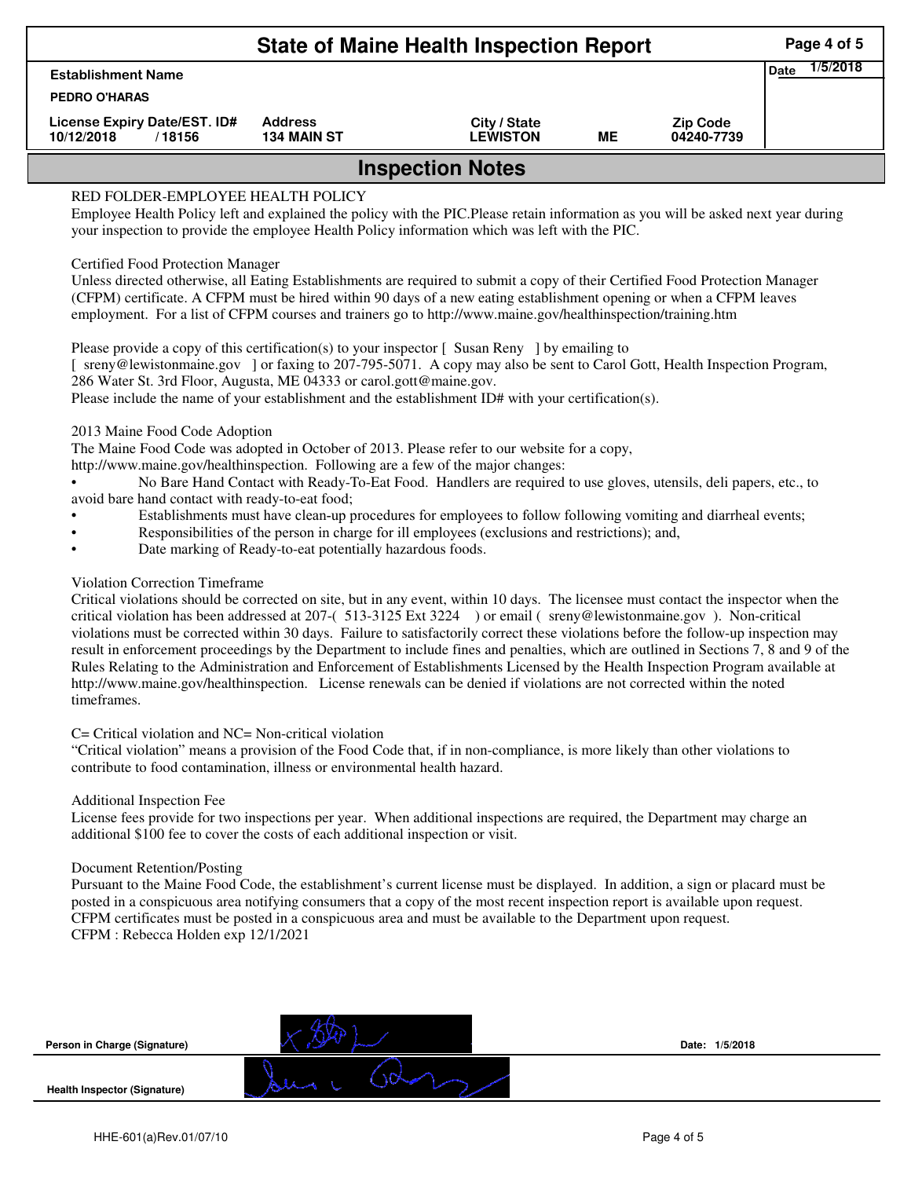# State of Maine Health Inspection Report

| Establishment Name | | | | | Date 1/5/2018 |
|---|---|---|---|---|---|
| PEDRO O'HARAS | | | | | |
| License Expiry Date/EST. ID# | Address | City / State | | Zip Code | |
| 10/12/2018 / 18156 | 134 MAIN ST | LEWISTON | ME | 04240-7739 | |

## Inspection Notes

RED FOLDER-EMPLOYEE HEALTH POLICY
Employee Health Policy left and explained the policy with the PIC.Please retain information as you will be asked next year during your inspection to provide the employee Health Policy information which was left with the PIC.

Certified Food Protection Manager
Unless directed otherwise, all Eating Establishments are required to submit a copy of their Certified Food Protection Manager (CFPM) certificate. A CFPM must be hired within 90 days of a new eating establishment opening or when a CFPM leaves employment. For a list of CFPM courses and trainers go to http://www.maine.gov/healthinspection/training.htm

Please provide a copy of this certification(s) to your inspector [ Susan Reny ] by emailing to
[ sreny@lewistonmaine.gov ] or faxing to 207-795-5071. A copy may also be sent to Carol Gott, Health Inspection Program, 286 Water St. 3rd Floor, Augusta, ME 04333 or carol.gott@maine.gov.
Please include the name of your establishment and the establishment ID# with your certification(s).

2013 Maine Food Code Adoption
The Maine Food Code was adopted in October of 2013. Please refer to our website for a copy,
http://www.maine.gov/healthinspection. Following are a few of the major changes:

- No Bare Hand Contact with Ready-To-Eat Food. Handlers are required to use gloves, utensils, deli papers, etc., to avoid bare hand contact with ready-to-eat food;
- Establishments must have clean-up procedures for employees to follow following vomiting and diarrheal events;
- Responsibilities of the person in charge for ill employees (exclusions and restrictions); and,
- Date marking of Ready-to-eat potentially hazardous foods.

Violation Correction Timeframe
Critical violations should be corrected on site, but in any event, within 10 days. The licensee must contact the inspector when the critical violation has been addressed at 207-( 513-3125 Ext 3224 ) or email ( sreny@lewistonmaine.gov ). Non-critical violations must be corrected within 30 days. Failure to satisfactorily correct these violations before the follow-up inspection may result in enforcement proceedings by the Department to include fines and penalties, which are outlined in Sections 7, 8 and 9 of the Rules Relating to the Administration and Enforcement of Establishments Licensed by the Health Inspection Program available at http://www.maine.gov/healthinspection. License renewals can be denied if violations are not corrected within the noted timeframes.

C= Critical violation and NC= Non-critical violation
"Critical violation" means a provision of the Food Code that, if in non-compliance, is more likely than other violations to contribute to food contamination, illness or environmental health hazard.

Additional Inspection Fee
License fees provide for two inspections per year. When additional inspections are required, the Department may charge an additional $100 fee to cover the costs of each additional inspection or visit.

Document Retention/Posting
Pursuant to the Maine Food Code, the establishment's current license must be displayed. In addition, a sign or placard must be posted in a conspicuous area notifying consumers that a copy of the most recent inspection report is available upon request. CFPM certificates must be posted in a conspicuous area and must be available to the Department upon request.
CFPM : Rebecca Holden exp 12/1/2021

Person in Charge (Signature) Date: 1/5/2018

Health Inspector (Signature)

HHE-601(a)Rev.01/07/10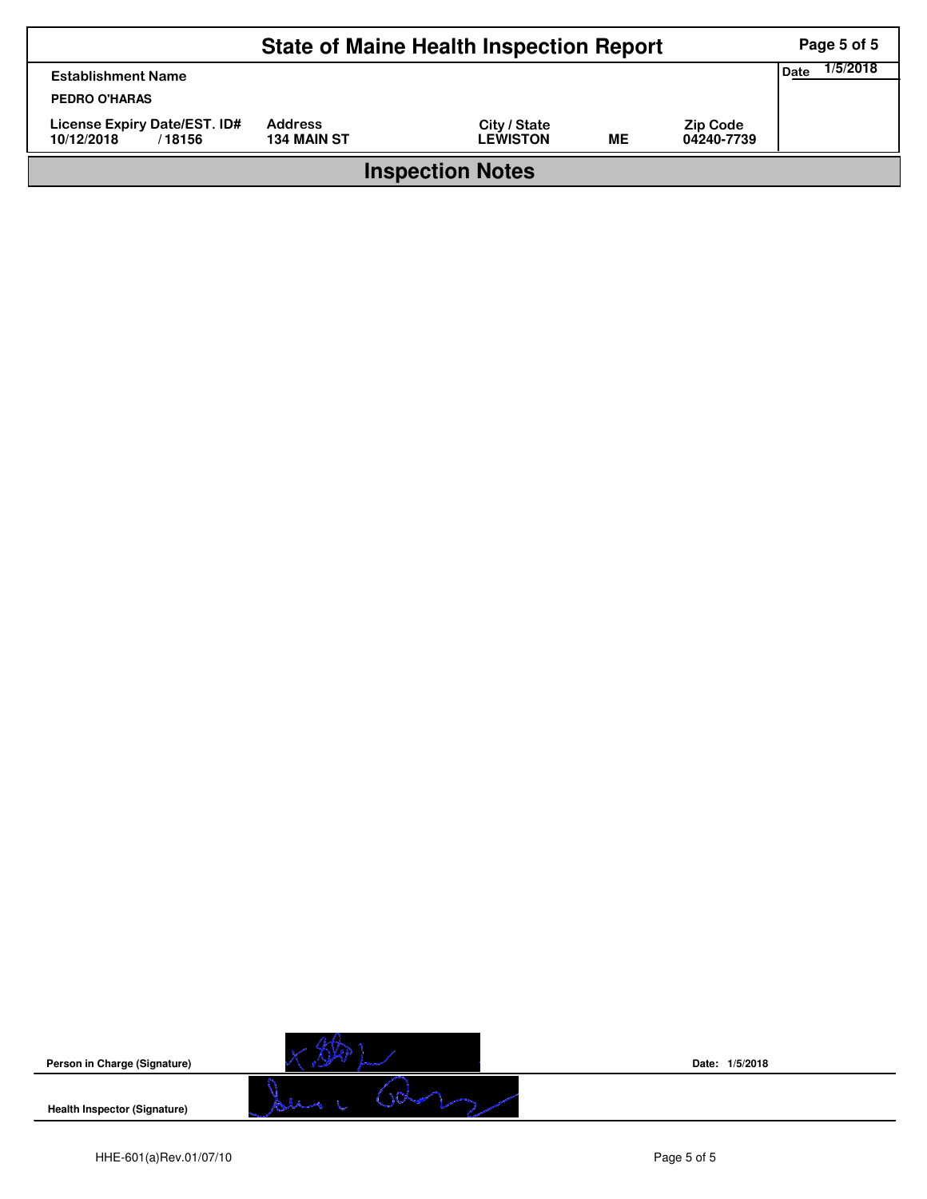# State of Maine Health Inspection Report

| | | | | | |
|---|---|---|---|---|---|
| **Establishment Name** | | | | | **Date** 1/5/2018 |
| **PEDRO O'HARAS** | | | | | |
| **License Expiry Date/EST. ID#** 10/12/2018 / 18156 | **Address** 134 MAIN ST | **City / State** LEWISTON | ME | **Zip Code** 04240-7739 | |

## Inspection Notes

**Person in Charge (Signature)** | **Date:** 1/5/2018

**Health Inspector (Signature)**

HHE-601(a)Rev.01/07/10